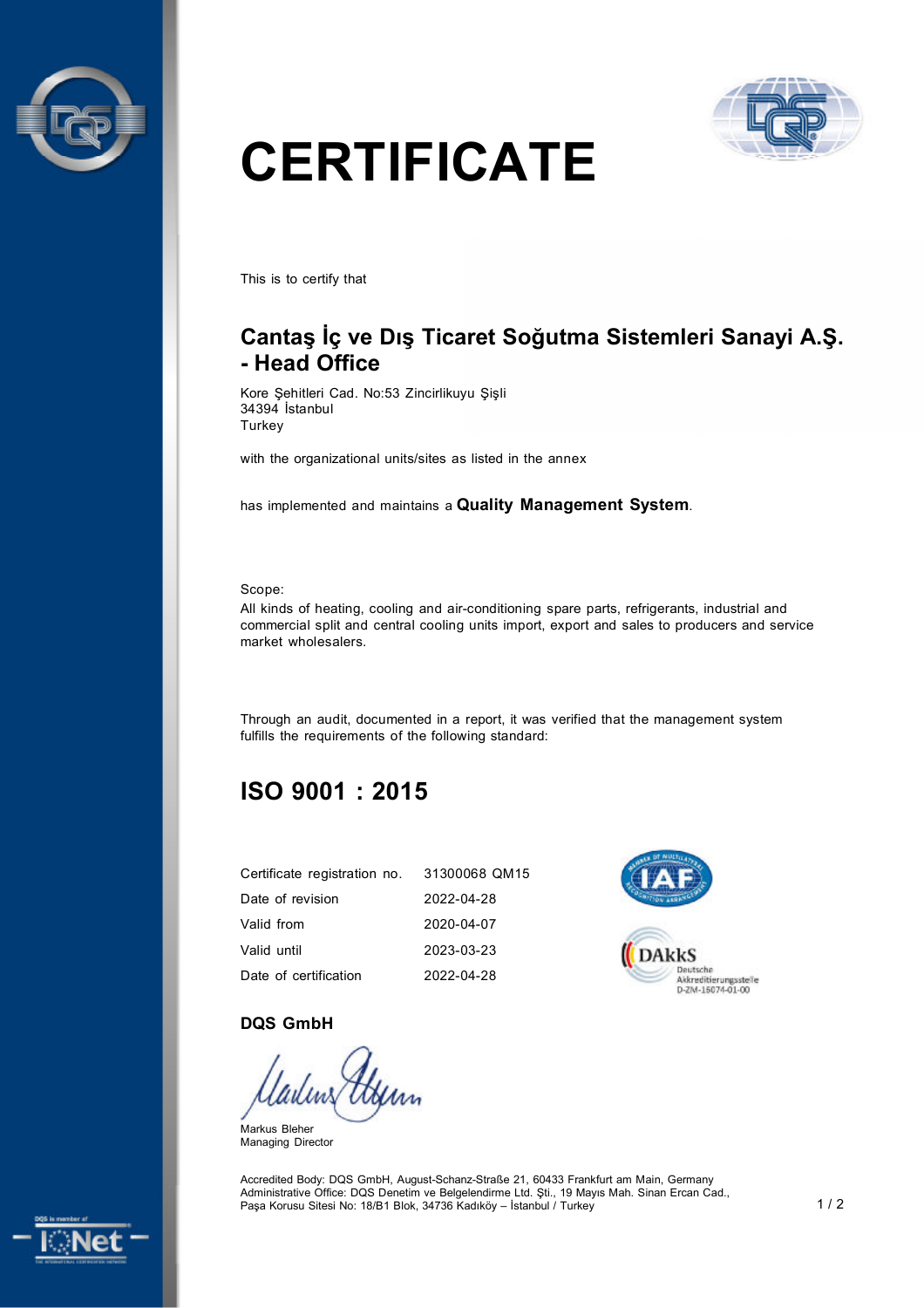# CERTIFICATE

This is to certify that

## Cantaş İç ve Dış Ticaret Soğutma Sistemleri Sanayi A.Ş. - Head Office

Kore Şehitleri Cad. No:53 Zincirlikuyu Şişli
34394 İstanbul
Turkey

with the organizational units/sites as listed in the annex

has implemented and maintains a **Quality Management System**.

Scope:
All kinds of heating, cooling and air-conditioning spare parts, refrigerants, industrial and commercial split and central cooling units import, export and sales to producers and service market wholesalers.

Through an audit, documented in a report, it was verified that the management system fulfills the requirements of the following standard:

## ISO 9001 : 2015

| | |
|---|---|
| Certificate registration no. | 31300068 QM15 |
| Date of revision | 2022-04-28 |
| Valid from | 2020-04-07 |
| Valid until | 2023-03-23 |
| Date of certification | 2022-04-28 |

DAkkS
Deutsche Akkreditierungsstelle
D-ZM-16074-01-00

**DQS GmbH**

Markus Bleher
Managing Director

Accredited Body: DQS GmbH, August-Schanz-Straße 21, 60433 Frankfurt am Main, Germany
Administrative Office: DQS Denetim ve Belgelendirme Ltd. Şti., 19 Mayıs Mah. Sinan Ercan Cad., Paşa Korusu Sitesi No: 18/B1 Blok, 34736 Kadıköy – İstanbul / Turkey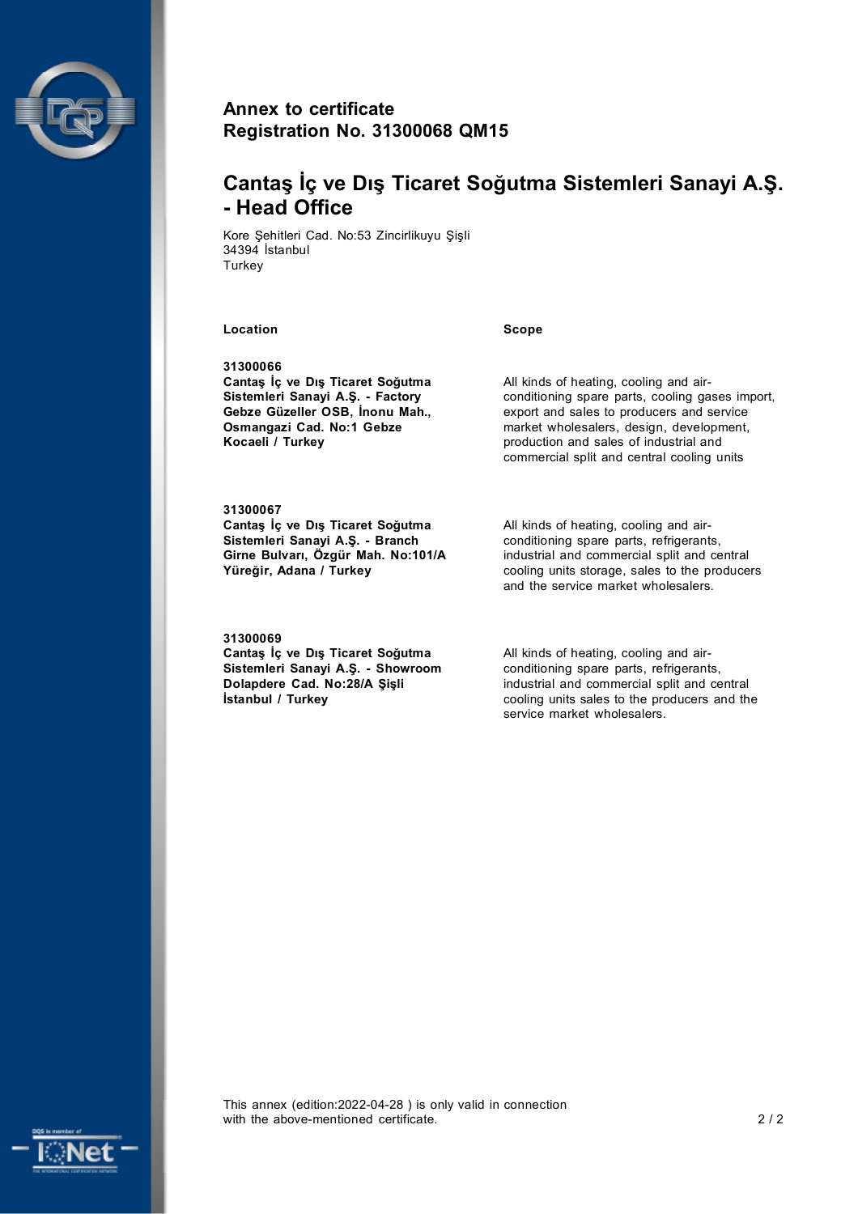**Annex to certificate**
**Registration No. 31300068 QM15**

# Cantaş İç ve Dış Ticaret Soğutma Sistemleri Sanayi A.Ş. - Head Office

Kore Şehitleri Cad. No:53 Zincirlikuyu Şişli
34394 İstanbul
Turkey

| Location | Scope |
|---|---|
| **31300066**<br>**Cantaş İç ve Dış Ticaret Soğutma Sistemleri Sanayi A.Ş. - Factory**<br>**Gebze Güzeller OSB, İnonu Mah., Osmangazi Cad. No:1 Gebze Kocaeli / Turkey** | All kinds of heating, cooling and air-conditioning spare parts, cooling gases import, export and sales to producers and service market wholesalers, design, development, production and sales of industrial and commercial split and central cooling units |
| **31300067**<br>**Cantaş İç ve Dış Ticaret Soğutma Sistemleri Sanayi A.Ş. - Branch**<br>**Girne Bulvarı, Özgür Mah. No:101/A Yüreğir, Adana / Turkey** | All kinds of heating, cooling and air-conditioning spare parts, refrigerants, industrial and commercial split and central cooling units storage, sales to the producers and the service market wholesalers. |
| **31300069**<br>**Cantaş İç ve Dış Ticaret Soğutma Sistemleri Sanayi A.Ş. - Showroom**<br>**Dolapdere Cad. No:28/A Şişli İstanbul / Turkey** | All kinds of heating, cooling and air-conditioning spare parts, refrigerants, industrial and commercial split and central cooling units sales to the producers and the service market wholesalers. |

This annex (edition:2022-04-28 ) is only valid in connection with the above-mentioned certificate.